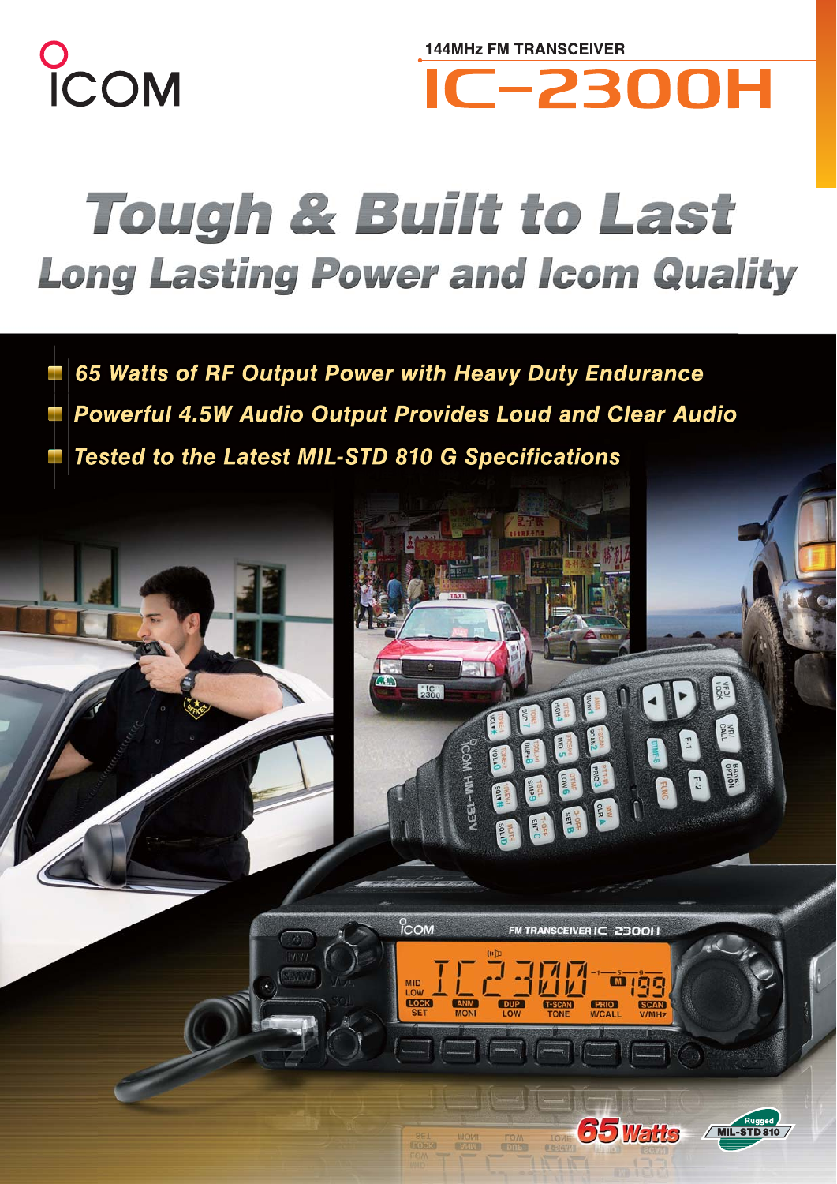ICOM

144MHz FM TRANSCEIVER

# IC-2300H

## Tough & Built to Last

### Long Lasting Power and Icom Quality

- 65 Watts of RF Output Power with Heavy Duty Endurance
- Powerful 4.5W Audio Output Provides Loud and Clear Audio
- Tested to the Latest MIL-STD 810 G Specifications

65 Watts

Rugged MIL-STD 810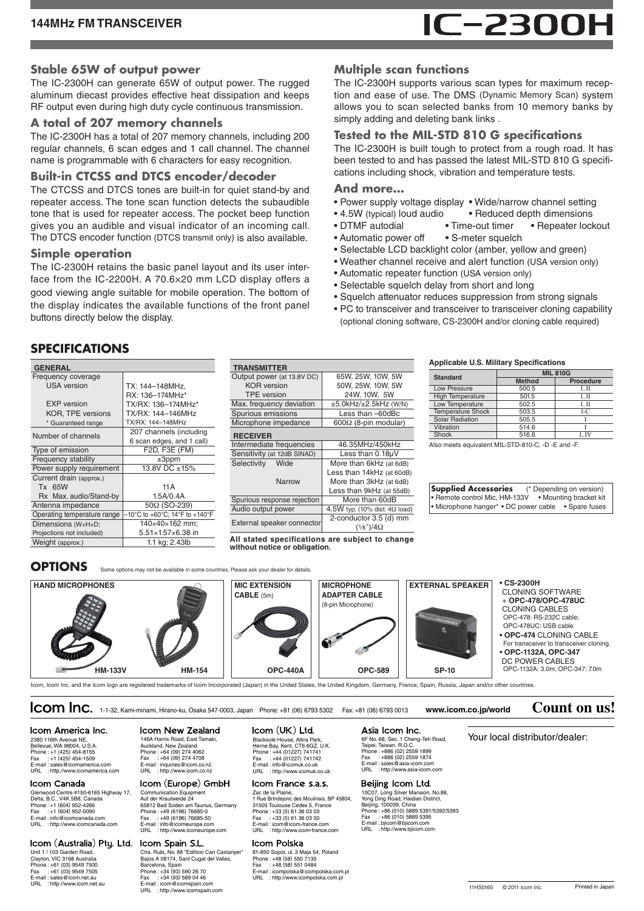**144MHz FM TRANSCEIVER**

# IC-2300H

## Stable 65W of output power

The IC-2300H can generate 65W of output power. The rugged aluminum diecast provides effective heat dissipation and keeps RF output even during high duty cycle continuous transmission.

## A total of 207 memory channels

The IC-2300H has a total of 207 memory channels, including 200 regular channels, 6 scan edges and 1 call channel. The channel name is programmable with 6 characters for easy recognition.

## Built-in CTCSS and DTCS encoder/decoder

The CTCSS and DTCS tones are built-in for quiet stand-by and repeater access. The tone scan function detects the subaudible tone that is used for repeater access. The pocket beep function gives you an audible and visual indicator of an incoming call. The DTCS encoder function (DTCS transmit only) is also available.

## Simple operation

The IC-2300H retains the basic panel layout and its user interface from the IC-2200H. A 70.6×20 mm LCD display offers a good viewing angle suitable for mobile operation. The bottom of the display indicates the available functions of the front panel buttons directly below the display.

## Multiple scan functions

The IC-2300H supports various scan types for maximum reception and ease of use. The DMS (Dynamic Memory Scan) system allows you to scan selected banks from 10 memory banks by simply adding and deleting bank links .

## Tested to the MIL-STD 810 G specifications

The IC-2300H is built tough to protect from a rough road. It has been tested to and has passed the latest MIL-STD 810 G specifications including shock, vibration and temperature tests.

## And more...

- Power supply voltage display
- Wide/narrow channel setting
- 4.5W (typical) loud audio
- Reduced depth dimensions
- DTMF autodial
- Time-out timer
- Repeater lockout
- Automatic power off
- S-meter squelch
- Selectable LCD backlight color (amber, yellow and green)
- Weather channel receive and alert function (USA version only)
- Automatic repeater function (USA version only)
- Selectable squelch delay from short and long
- Squelch attenuator reduces suppression from strong signals
- PC to transceiver and transceiver to transceiver cloning capability (optional cloning software, CS-2300H and/or cloning cable required)

## SPECIFICATIONS

| GENERAL | |
|---|---|
| Frequency coverage | |
| USA version | TX: 144–148MHz, RX: 136–174MHz* |
| EXP version | TX/RX: 136–174MHz* |
| KOR, TPE versions | TX/RX: 144–146MHz |
| * Guaranteed range | TX/RX: 144–148MHz |
| Number of channels | 207 channels (including 6 scan edges, and 1 call) |
| Type of emission | F2D, F3E (FM) |
| Frequency stability | ±3ppm |
| Power supply requirement | 13.8V DC ±15% |
| Current drain (approx.) | |
| Tx 65W | 11A |
| Rx Max. audio/Stand-by | 1.5A/0.4A |
| Antenna impedance | 50Ω (SO-239) |
| Operating temperature range | –10°C to +60°C; 14°F to +140°F |
| Dimensions (W×H×D; Projections not included) | 140×40×162 mm; 5.51×1.57×6.38 in |
| Weight (approx.) | 1.1 kg; 2.43lb |

| TRANSMITTER | |
|---|---|
| Output power (at 13.8V DC) | 65W, 25W, 10W, 5W |
| KOR version | 50W, 25W, 10W, 5W |
| TPE version | 24W, 10W, 5W |
| Max. frequency deviation | ±5.0kHz/±2.5kHz (W/N) |
| Spurious emissions | Less than –60dBc |
| Microphone impedance | 600Ω (8-pin modular) |

| RECEIVER | |
|---|---|
| Intermediate frequencies | 46.35MHz/450kHz |
| Sensitivity (at 12dB SINAD) | Less than 0.18μV |
| Selectivity Wide | More than 6kHz (at 6dB) |
| | Less than 14kHz (at 60dB) |
| Narrow | More than 3kHz (at 6dB) |
| | Less than 9kHz (at 55dB) |
| Spurious response rejection | More than 60dB |
| Audio output power | 4.5W typ. (10% dist. 4Ω load) |
| External speaker connector | 2-conductor 3.5 (d) mm (⅛")/4Ω |

**All stated specifications are subject to change without notice or obligation.**

**Applicable U.S. Military Specifications**

| Standard | MIL 810G | |
|---|---|---|
| | Method | Procedure |
| Low Pressure | 500.5 | I, II |
| High Temperature | 501.5 | I, II |
| Low Temperature | 502.5 | I, II |
| Temperature Shock | 503.5 | I-C |
| Solar Radiation | 505.5 | I |
| Vibration | 514.6 | I |
| Shock | 516.6 | I, IV |

Also meets equivalent MIL-STD-810-C, -D -E and -F.

**Supplied Accessories** (* Depending on version)
- Remote control Mic, HM-133V
- Mounting bracket kit
- Microphone hanger*
- DC power cable
- Spare fuses

## OPTIONS

Some options may not be available in some countries. Please ask your dealer for details.

**HAND MICROPHONES**

HM-133V

HM-154

**MIC EXTENSION CABLE** (5m)

OPC-440A

**MICROPHONE ADAPTER CABLE** (8-pin Microphone)

OPC-589

**EXTERNAL SPEAKER**

SP-10

- **CS-2300H** CLONING SOFTWARE + **OPC-478/OPC-478UC** CLONING CABLES
  OPC-478: RS-232C cable; OPC-478UC: USB cable
- **OPC-474** CLONING CABLE
  For transceiver to transceiver cloning.
- **OPC-1132A, OPC-347** DC POWER CABLES
  OPC-1132A: 3.0m; OPC-347: 7.0m

Icom, Icom Inc. and the Icom logo are registered trademarks of Icom Incorporated (Japan) in the United States, the United Kingdom, Germany, France, Spain, Russia, Japan and/or other countries.

**Icom Inc.** 1-1-32, Kami-minami, Hirano-ku, Osaka 547-0003, Japan Phone: +81 (06) 6793 5302 Fax: +81 (06) 6793 0013 **www.icom.co.jp/world** **Count on us!**

**Icom America Inc.**
2380 116th Avenue NE, Bellevue, WA 98004, U.S.A.
Phone : +1 (425) 454-8155
Fax : +1 (425) 454-1509
E-mail : sales@icomamerica.com
URL : http://www.icomamerica.com

**Icom Canada**
Glenwood Centre #150-6165 Highway 17, Delta, B.C., V4K 5B8, Canada
Phone : +1 (604) 952-4266
Fax : +1 (604) 952-0090
E-mail : info@icomcanada.com
URL : http://www.icomcanada.com

**Icom (Australia) Pty. Ltd.**
Unit 1 / 103 Garden Road, Clayton, VIC 3168 Australia
Phone : +61 (03) 9549 7500
Fax : +61 (03) 9549 7505
E-mail : sales@icom.net.au
URL : http://www.icom.net.au

**Icom New Zealand**
146A Harris Road, East Tamaki, Auckland, New Zealand
Phone : +64 (09) 274 4062
Fax : +64 (09) 274 4708
E-mail : inquiries@icom.co.nz
URL : http://www.icom.co.nz

**Icom (Europe) GmbH**
Communication Equipment
Auf der Krautweide 24
65812 Bad Soden am Taunus, Germany
Phone : +49 (6196) 76685-0
Fax : +49 (6196) 76685-50
E-mail : info@icomeurope.com
URL : http://www.icomeurope.com

**Icom Spain S.L.**
Ctra. Rubi, No. 88 "Edificio Can Castanyer" Bajos A 08174, Sant Cugat del Valles, Barcelona, Spain
Phone : +34 (93) 590 26 70
Fax : +34 (93) 589 04 46
E-mail : icom@icomspain.com
URL : http://www.icomspain.com

**Icom (UK) Ltd.**
Blacksole House, Altira Park, Herne Bay, Kent, CT6 6GZ, U.K.
Phone : +44 (01227) 741741
Fax : +44 (01227) 741742
E-mail : info@icomuk.co.uk
URL : http://www.icomuk.co.uk

**Icom France s.a.s.**
Zac de la Plaine, 1 Rue Brindejonc des Moulinais, BP 45804, 31505 Toulouse Cedex 5, France
Phone : +33 (5) 61 36 03 03
Fax : +33 (5) 61 36 03 00
E-mail : icom@icom-france.com
URL : http://www.icom-france.com

**Icom Polska**
81-850 Sopot, ul. 3 Maja 54, Poland
Phone : +48 (58) 550 7135
Fax : +48 (58) 551 0484
E-mail : icompolska@icompolska.com.pl
URL : http://www.icompolska.com.pl

**Asia Icom Inc.**
6F No. 68, Sec. 1 Cheng-Teh Road, Taipei, Taiwan, R.O.C.
Phone : +886 (02) 2559 1899
Fax : +886 (02) 2559 1874
E-mail : sales@asia-icom.com
URL : http://www.asia-icom.com

**Beijing Icom Ltd.**
10C07, Long Silver Mansion, No.88, Yong Ding Road, Haidian District, Beijing, 100039, China
Phone : +86 (010) 5889 5391/5392/5393
Fax : +86 (010) 5889 5395
E-mail : bjicom@bjicom.com
URL : http://www.bjicom.com

Your local distributor/dealer:

11HS0160 © 2011 Icom Inc. Printed in Japan